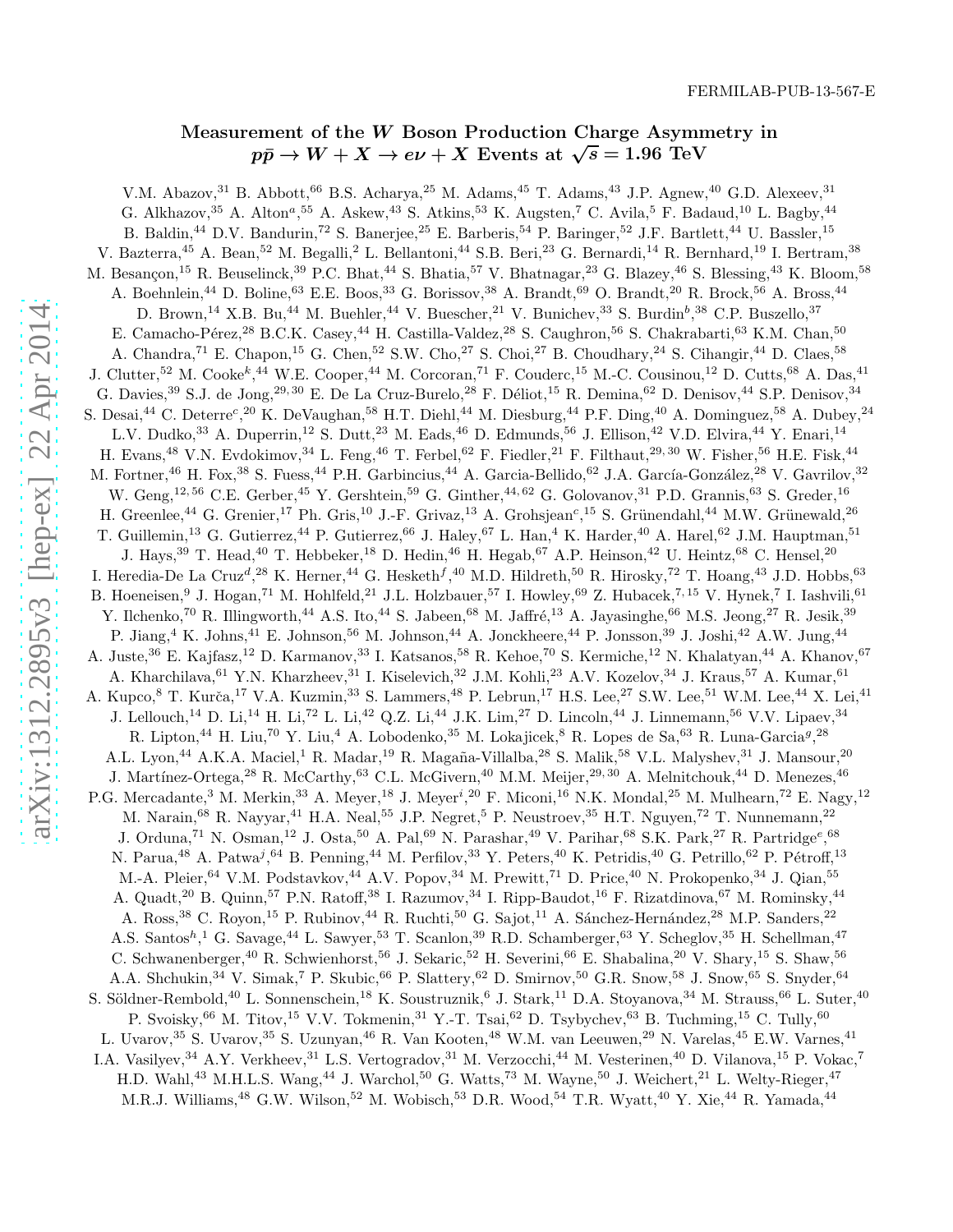FERMILAB-PUB-13-567-E

# Measurement of the $W$ Boson Production Charge Asymmetry in $p\bar{p} \to W + X \to e\nu + X$ Events at $\sqrt{s} = 1.96$ TeV

V.M. Abazov,[31] B. Abbott,[66] B.S. Acharya,[25] M. Adams,[45] T. Adams,[43] J.P. Agnew,[40] G.D. Alexeev,[31] G. Alkhazov,[35] A. Alton[a],[55] A. Askew,[43] S. Atkins,[53] K. Augsten,[7] C. Avila,[5] F. Badaud,[10] L. Bagby,[44] B. Baldin,[44] D.V. Bandurin,[72] S. Banerjee,[25] E. Barberis,[54] P. Baringer,[52] J.F. Bartlett,[44] U. Bassler,[15] V. Bazterra,[45] A. Bean,[52] M. Begalli,[2] L. Bellantoni,[44] S.B. Beri,[23] G. Bernardi,[14] R. Bernhard,[19] I. Bertram,[38] M. Besançon,[15] R. Beuselinck,[39] P.C. Bhat,[44] S. Bhatia,[57] V. Bhatnagar,[23] G. Blazey,[46] S. Blessing,[43] K. Bloom,[58] A. Boehnlein,[44] D. Boline,[63] E.E. Boos,[33] G. Borissov,[38] A. Brandt,[69] O. Brandt,[20] R. Brock,[56] A. Bross,[44] D. Brown,[14] X.B. Bu,[44] M. Buehler,[44] V. Buescher,[21] V. Bunichev,[33] S. Burdin[b],[38] C.P. Buszello,[37] E. Camacho-Pérez,[28] B.C.K. Casey,[44] H. Castilla-Valdez,[28] S. Caughron,[56] S. Chakrabarti,[63] K.M. Chan,[50] A. Chandra,[71] E. Chapon,[15] G. Chen,[52] S.W. Cho,[27] S. Choi,[27] B. Choudhary,[24] S. Cihangir,[44] D. Claes,[58] J. Clutter,[52] M. Cooke[k],[44] W.E. Cooper,[44] M. Corcoran,[71] F. Couderc,[15] M.-C. Cousinou,[12] D. Cutts,[68] A. Das,[41] G. Davies,[39] S.J. de Jong,[29,30] E. De La Cruz-Burelo,[28] F. Déliot,[15] R. Demina,[62] D. Denisov,[44] S.P. Denisov,[34] S. Desai,[44] C. Deterre[c],[20] K. DeVaughan,[58] H.T. Diehl,[44] M. Diesburg,[44] P.F. Ding,[40] A. Dominguez,[58] A. Dubey,[24] L.V. Dudko,[33] A. Duperrin,[12] S. Dutt,[23] M. Eads,[46] D. Edmunds,[56] J. Ellison,[42] V.D. Elvira,[44] Y. Enari,[14] H. Evans,[48] V.N. Evdokimov,[34] L. Feng,[46] T. Ferbel,[62] F. Fiedler,[21] F. Filthaut,[29,30] W. Fisher,[56] H.E. Fisk,[44] M. Fortner,[46] H. Fox,[38] S. Fuess,[44] P.H. Garbincius,[44] A. Garcia-Bellido,[62] J.A. García-González,[28] V. Gavrilov,[32] W. Geng,[12,56] C.E. Gerber,[45] Y. Gershtein,[59] G. Ginther,[44,62] G. Golovanov,[31] P.D. Grannis,[63] S. Greder,[16] H. Greenlee,[44] G. Grenier,[17] Ph. Gris,[10] J.-F. Grivaz,[13] A. Grohsjean[c],[15] S. Grünendahl,[44] M.W. Grünewald,[26] T. Guillemin,[13] G. Gutierrez,[44] P. Gutierrez,[66] J. Haley,[67] L. Han,[4] K. Harder,[40] A. Harel,[62] J.M. Hauptman,[51] J. Hays,[39] T. Head,[40] T. Hebbeker,[18] D. Hedin,[46] H. Hegab,[67] A.P. Heinson,[42] U. Heintz,[68] C. Hensel,[20] I. Heredia-De La Cruz[d],[28] K. Herner,[44] G. Hesketh[f],[40] M.D. Hildreth,[50] R. Hirosky,[72] T. Hoang,[43] J.D. Hobbs,[63] B. Hoeneisen,[9] J. Hogan,[71] M. Hohlfeld,[21] J.L. Holzbauer,[57] I. Howley,[69] Z. Hubacek,[7,15] V. Hynek,[7] I. Iashvili,[61] Y. Ilchenko,[70] R. Illingworth,[44] A.S. Ito,[44] S. Jabeen,[68] M. Jaffré,[13] A. Jayasinghe,[66] M.S. Jeong,[27] R. Jesik,[39] P. Jiang,[4] K. Johns,[41] E. Johnson,[56] M. Johnson,[44] A. Jonckheere,[44] P. Jonsson,[39] J. Joshi,[42] A.W. Jung,[44] A. Juste,[36] E. Kajfasz,[12] D. Karmanov,[33] I. Katsanos,[58] R. Kehoe,[70] S. Kermiche,[12] N. Khalatyan,[44] A. Khanov,[67] A. Kharchilava,[61] Y.N. Kharzheev,[31] I. Kiselevich,[32] J.M. Kohli,[23] A.V. Kozelov,[34] J. Kraus,[57] A. Kumar,[61] A. Kupco,[8] T. Kurča,[17] V.A. Kuzmin,[33] S. Lammers,[48] P. Lebrun,[17] H.S. Lee,[27] S.W. Lee,[51] W.M. Lee,[44] X. Lei,[41] J. Lellouch,[14] D. Li,[14] H. Li,[72] L. Li,[42] Q.Z. Li,[44] J.K. Lim,[27] D. Lincoln,[44] J. Linnemann,[56] V.V. Lipaev,[34] R. Lipton,[44] H. Liu,[70] Y. Liu,[4] A. Lobodenko,[35] M. Lokajicek,[8] R. Lopes de Sa,[63] R. Luna-Garcia[g],[28] A.L. Lyon,[44] A.K.A. Maciel,[1] R. Madar,[19] R. Magaña-Villalba,[28] S. Malik,[58] V.L. Malyshev,[31] J. Mansour,[20] J. Martínez-Ortega,[28] R. McCarthy,[63] C.L. McGivern,[40] M.M. Meijer,[29,30] A. Melnitchouk,[44] D. Menezes,[46] P.G. Mercadante,[3] M. Merkin,[33] A. Meyer,[18] J. Meyer[i],[20] F. Miconi,[16] N.K. Mondal,[25] M. Mulhearn,[72] E. Nagy,[12] M. Narain,[68] R. Nayyar,[41] H.A. Neal,[55] J.P. Negret,[5] P. Neustroev,[35] H.T. Nguyen,[72] T. Nunnemann,[22] J. Orduna,[71] N. Osman,[12] J. Osta,[50] A. Pal,[69] N. Parashar,[49] V. Parihar,[68] S.K. Park,[27] R. Partridge[e],[68] N. Parua,[48] A. Patwa[j],[64] B. Penning,[44] M. Perfilov,[33] Y. Peters,[40] K. Petridis,[40] G. Petrillo,[62] P. Pétroff,[13] M.-A. Pleier,[64] V.M. Podstavkov,[44] A.V. Popov,[34] M. Prewitt,[71] D. Price,[40] N. Prokopenko,[34] J. Qian,[55] A. Quadt,[20] B. Quinn,[57] P.N. Ratoff,[38] I. Razumov,[34] I. Ripp-Baudot,[16] F. Rizatdinova,[67] M. Rominsky,[44] A. Ross,[38] C. Royon,[15] P. Rubinov,[44] R. Ruchti,[50] G. Sajot,[11] A. Sánchez-Hernández,[28] M.P. Sanders,[22] A.S. Santos[h],[1] G. Savage,[44] L. Sawyer,[53] T. Scanlon,[39] R.D. Schamberger,[63] Y. Scheglov,[35] H. Schellman,[47] C. Schwanenberger,[40] R. Schwienhorst,[56] J. Sekaric,[52] H. Severini,[66] E. Shabalina,[20] V. Shary,[15] S. Shaw,[56] A.A. Shchukin,[34] V. Simak,[7] P. Skubic,[66] P. Slattery,[62] D. Smirnov,[50] G.R. Snow,[58] J. Snow,[65] S. Snyder,[64] S. Söldner-Rembold,[40] L. Sonnenschein,[18] K. Soustruznik,[6] J. Stark,[11] D.A. Stoyanova,[34] M. Strauss,[66] L. Suter,[40] P. Svoisky,[66] M. Titov,[15] V.V. Tokmenin,[31] Y.-T. Tsai,[62] D. Tsybychev,[63] B. Tuchming,[15] C. Tully,[60] L. Uvarov,[35] S. Uvarov,[35] S. Uzunyan,[46] R. Van Kooten,[48] W.M. van Leeuwen,[29] N. Varelas,[45] E.W. Varnes,[41] I.A. Vasilyev,[34] A.Y. Verkheev,[31] L.S. Vertogradov,[31] M. Verzocchi,[44] M. Vesterinen,[40] D. Vilanova,[15] P. Vokac,[7] H.D. Wahl,[43] M.H.L.S. Wang,[44] J. Warchol,[50] G. Watts,[73] M. Wayne,[50] J. Weichert,[21] L. Welty-Rieger,[47] M.R.J. Williams,[48] G.W. Wilson,[52] M. Wobisch,[53] D.R. Wood,[54] T.R. Wyatt,[40] Y. Xie,[44] R. Yamada,[44]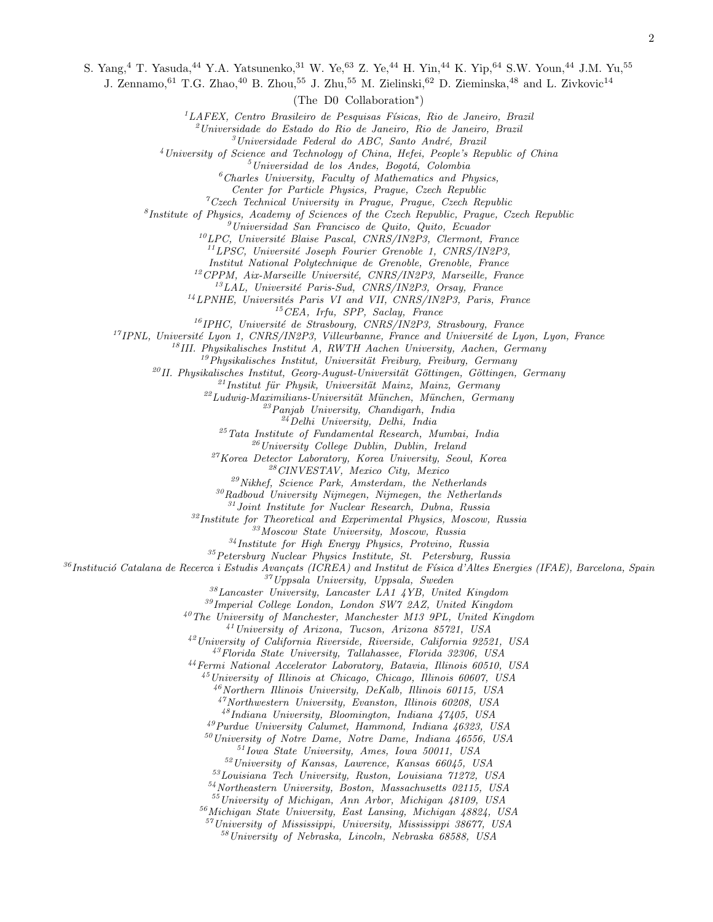S. Yang,[4] T. Yasuda,[44] Y.A. Yatsunenko,[31] W. Ye,[63] Z. Ye,[44] H. Yin,[44] K. Yip,[64] S.W. Youn,[44] J.M. Yu,[55] J. Zennamo,[61] T.G. Zhao,[40] B. Zhou,[55] J. Zhu,[55] M. Zielinski,[62] D. Zieminska,[48] and L. Zivkovic[14]

(The D0 Collaboration*)

[1]*LAFEX, Centro Brasileiro de Pesquisas Físicas, Rio de Janeiro, Brazil*
[2]*Universidade do Estado do Rio de Janeiro, Rio de Janeiro, Brazil*
[3]*Universidade Federal do ABC, Santo André, Brazil*
[4]*University of Science and Technology of China, Hefei, People's Republic of China*
[5]*Universidad de los Andes, Bogotá, Colombia*
[6]*Charles University, Faculty of Mathematics and Physics, Center for Particle Physics, Prague, Czech Republic*
[7]*Czech Technical University in Prague, Prague, Czech Republic*
[8]*Institute of Physics, Academy of Sciences of the Czech Republic, Prague, Czech Republic*
[9]*Universidad San Francisco de Quito, Quito, Ecuador*
[10]*LPC, Université Blaise Pascal, CNRS/IN2P3, Clermont, France*
[11]*LPSC, Université Joseph Fourier Grenoble 1, CNRS/IN2P3, Institut National Polytechnique de Grenoble, Grenoble, France*
[12]*CPPM, Aix-Marseille Université, CNRS/IN2P3, Marseille, France*
[13]*LAL, Université Paris-Sud, CNRS/IN2P3, Orsay, France*
[14]*LPNHE, Universités Paris VI and VII, CNRS/IN2P3, Paris, France*
[15]*CEA, Irfu, SPP, Saclay, France*
[16]*IPHC, Université de Strasbourg, CNRS/IN2P3, Strasbourg, France*
[17]*IPNL, Université Lyon 1, CNRS/IN2P3, Villeurbanne, France and Université de Lyon, Lyon, France*
[18]*III. Physikalisches Institut A, RWTH Aachen University, Aachen, Germany*
[19]*Physikalisches Institut, Universität Freiburg, Freiburg, Germany*
[20]*II. Physikalisches Institut, Georg-August-Universität Göttingen, Göttingen, Germany*
[21]*Institut für Physik, Universität Mainz, Mainz, Germany*
[22]*Ludwig-Maximilians-Universität München, München, Germany*
[23]*Panjab University, Chandigarh, India*
[24]*Delhi University, Delhi, India*
[25]*Tata Institute of Fundamental Research, Mumbai, India*
[26]*University College Dublin, Dublin, Ireland*
[27]*Korea Detector Laboratory, Korea University, Seoul, Korea*
[28]*CINVESTAV, Mexico City, Mexico*
[29]*Nikhef, Science Park, Amsterdam, the Netherlands*
[30]*Radboud University Nijmegen, Nijmegen, the Netherlands*
[31]*Joint Institute for Nuclear Research, Dubna, Russia*
[32]*Institute for Theoretical and Experimental Physics, Moscow, Russia*
[33]*Moscow State University, Moscow, Russia*
[34]*Institute for High Energy Physics, Protvino, Russia*
[35]*Petersburg Nuclear Physics Institute, St. Petersburg, Russia*
[36]*Institució Catalana de Recerca i Estudis Avançats (ICREA) and Institut de Física d'Altes Energies (IFAE), Barcelona, Spain*
[37]*Uppsala University, Uppsala, Sweden*
[38]*Lancaster University, Lancaster LA1 4YB, United Kingdom*
[39]*Imperial College London, London SW7 2AZ, United Kingdom*
[40]*The University of Manchester, Manchester M13 9PL, United Kingdom*
[41]*University of Arizona, Tucson, Arizona 85721, USA*
[42]*University of California Riverside, Riverside, California 92521, USA*
[43]*Florida State University, Tallahassee, Florida 32306, USA*
[44]*Fermi National Accelerator Laboratory, Batavia, Illinois 60510, USA*
[45]*University of Illinois at Chicago, Chicago, Illinois 60607, USA*
[46]*Northern Illinois University, DeKalb, Illinois 60115, USA*
[47]*Northwestern University, Evanston, Illinois 60208, USA*
[48]*Indiana University, Bloomington, Indiana 47405, USA*
[49]*Purdue University Calumet, Hammond, Indiana 46323, USA*
[50]*University of Notre Dame, Notre Dame, Indiana 46556, USA*
[51]*Iowa State University, Ames, Iowa 50011, USA*
[52]*University of Kansas, Lawrence, Kansas 66045, USA*
[53]*Louisiana Tech University, Ruston, Louisiana 71272, USA*
[54]*Northeastern University, Boston, Massachusetts 02115, USA*
[55]*University of Michigan, Ann Arbor, Michigan 48109, USA*
[56]*Michigan State University, East Lansing, Michigan 48824, USA*
[57]*University of Mississippi, University, Mississippi 38677, USA*
[58]*University of Nebraska, Lincoln, Nebraska 68588, USA*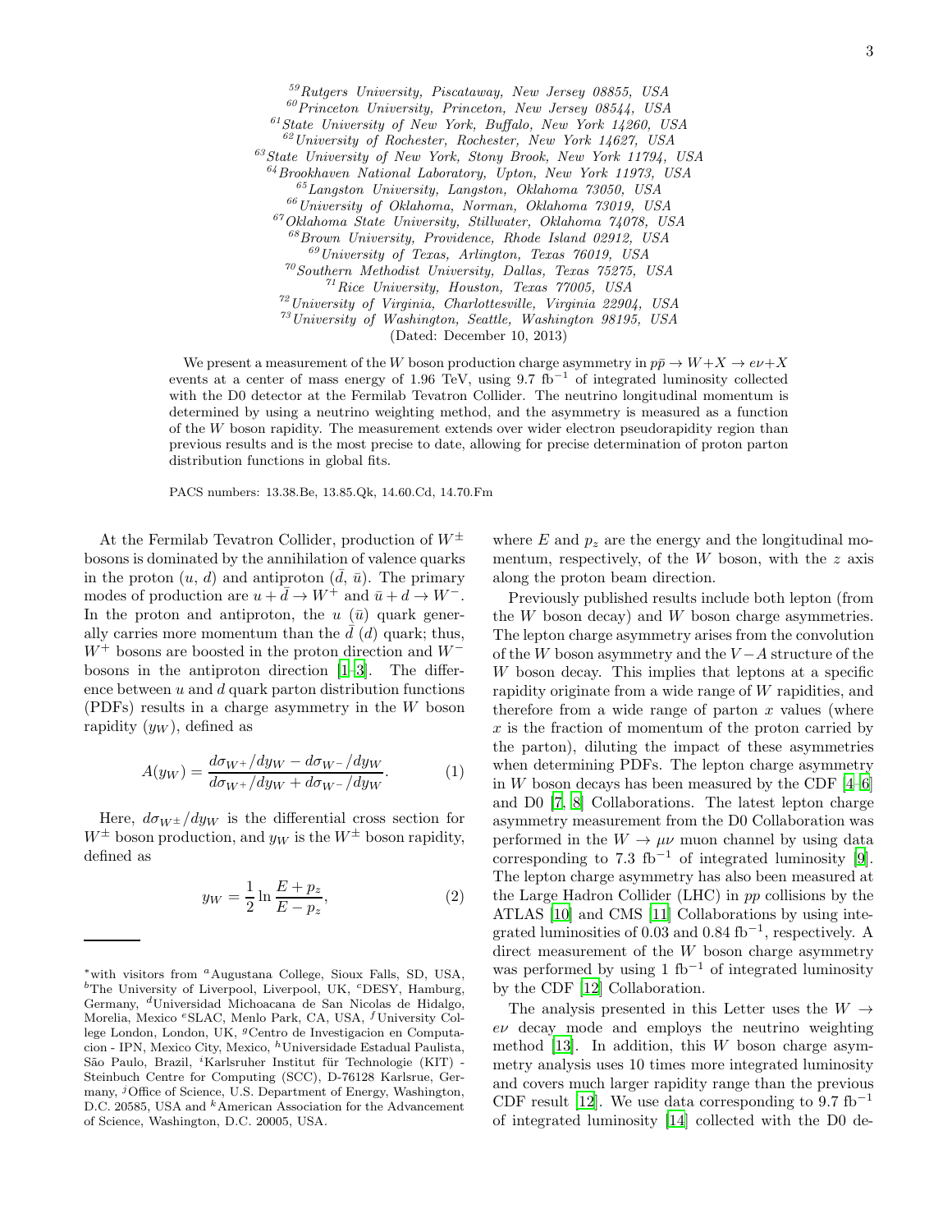[59] Rutgers University, Piscataway, New Jersey 08855, USA
[60] Princeton University, Princeton, New Jersey 08544, USA
[61] State University of New York, Buffalo, New York 14260, USA
[62] University of Rochester, Rochester, New York 14627, USA
[63] State University of New York, Stony Brook, New York 11794, USA
[64] Brookhaven National Laboratory, Upton, New York 11973, USA
[65] Langston University, Langston, Oklahoma 73050, USA
[66] University of Oklahoma, Norman, Oklahoma 73019, USA
[67] Oklahoma State University, Stillwater, Oklahoma 74078, USA
[68] Brown University, Providence, Rhode Island 02912, USA
[69] University of Texas, Arlington, Texas 76019, USA
[70] Southern Methodist University, Dallas, Texas 75275, USA
[71] Rice University, Houston, Texas 77005, USA
[72] University of Virginia, Charlottesville, Virginia 22904, USA
[73] University of Washington, Seattle, Washington 98195, USA
(Dated: December 10, 2013)

We present a measurement of the $W$ boson production charge asymmetry in $p\bar{p} \to W+X \to e\nu+X$ events at a center of mass energy of 1.96 TeV, using 9.7 fb$^{-1}$ of integrated luminosity collected with the D0 detector at the Fermilab Tevatron Collider. The neutrino longitudinal momentum is determined by using a neutrino weighting method, and the asymmetry is measured as a function of the $W$ boson rapidity. The measurement extends over wider electron pseudorapidity region than previous results and is the most precise to date, allowing for precise determination of proton parton distribution functions in global fits.

PACS numbers: 13.38.Be, 13.85.Qk, 14.60.Cd, 14.70.Fm

At the Fermilab Tevatron Collider, production of $W^\pm$ bosons is dominated by the annihilation of valence quarks in the proton ($u$, $d$) and antiproton ($\bar{d}$, $\bar{u}$). The primary modes of production are $u+\bar{d} \to W^+$ and $\bar{u}+d \to W^-$. In the proton and antiproton, the $u$ ($\bar{u}$) quark generally carries more momentum than the $\bar{d}$ ($d$) quark; thus, $W^+$ bosons are boosted in the proton direction and $W^-$ bosons in the antiproton direction [1–3]. The difference between $u$ and $d$ quark parton distribution functions (PDFs) results in a charge asymmetry in the $W$ boson rapidity ($y_W$), defined as

$$A(y_W) = \frac{d\sigma_{W^+}/dy_W - d\sigma_{W^-}/dy_W}{d\sigma_{W^+}/dy_W + d\sigma_{W^-}/dy_W}. \quad (1)$$

Here, $d\sigma_{W^\pm}/dy_W$ is the differential cross section for $W^\pm$ boson production, and $y_W$ is the $W^\pm$ boson rapidity, defined as

$$y_W = \frac{1}{2}\ln\frac{E+p_z}{E-p_z}, \quad (2)$$

where $E$ and $p_z$ are the energy and the longitudinal momentum, respectively, of the $W$ boson, with the $z$ axis along the proton beam direction.

Previously published results include both lepton (from the $W$ boson decay) and $W$ boson charge asymmetries. The lepton charge asymmetry arises from the convolution of the $W$ boson asymmetry and the $V-A$ structure of the $W$ boson decay. This implies that leptons at a specific rapidity originate from a wide range of $W$ rapidities, and therefore from a wide range of parton $x$ values (where $x$ is the fraction of momentum of the proton carried by the parton), diluting the impact of these asymmetries when determining PDFs. The lepton charge asymmetry in $W$ boson decays has been measured by the CDF [4–6] and D0 [7, 8] Collaborations. The latest lepton charge asymmetry measurement from the D0 Collaboration was performed in the $W \to \mu\nu$ muon channel by using data corresponding to 7.3 fb$^{-1}$ of integrated luminosity [9]. The lepton charge asymmetry has also been measured at the Large Hadron Collider (LHC) in $pp$ collisions by the ATLAS [10] and CMS [11] Collaborations by using integrated luminosities of 0.03 and 0.84 fb$^{-1}$, respectively. A direct measurement of the $W$ boson charge asymmetry was performed by using 1 fb$^{-1}$ of integrated luminosity by the CDF [12] Collaboration.

The analysis presented in this Letter uses the $W \to e\nu$ decay mode and employs the neutrino weighting method [13]. In addition, this $W$ boson charge asymmetry analysis uses 10 times more integrated luminosity and covers much larger rapidity range than the previous CDF result [12]. We use data corresponding to 9.7 fb$^{-1}$ of integrated luminosity [14] collected with the D0 de-

*with visitors from [a] Augustana College, Sioux Falls, SD, USA, [b] The University of Liverpool, Liverpool, UK, [c] DESY, Hamburg, Germany, [d] Universidad Michoacana de San Nicolas de Hidalgo, Morelia, Mexico [e] SLAC, Menlo Park, CA, USA, [f] University College London, London, UK, [g] Centro de Investigacion en Computacion - IPN, Mexico City, Mexico, [h] Universidade Estadual Paulista, São Paulo, Brazil, [i] Karlsruher Institut für Technologie (KIT) - Steinbuch Centre for Computing (SCC), D-76128 Karlsrue, Germany, [j] Office of Science, U.S. Department of Energy, Washington, D.C. 20585, USA and [k] American Association for the Advancement of Science, Washington, D.C. 20005, USA.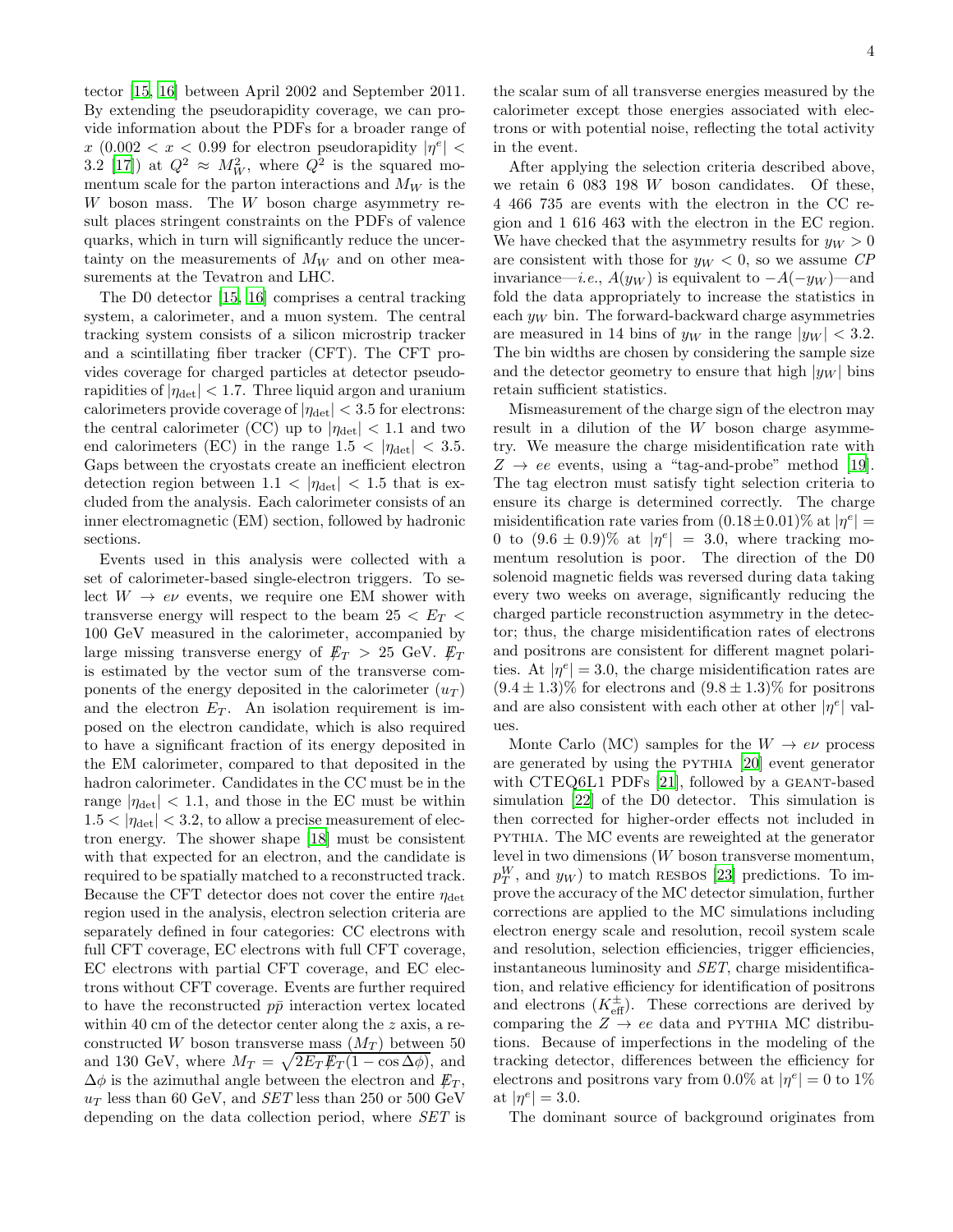tector [15, 16] between April 2002 and September 2011. By extending the pseudorapidity coverage, we can provide information about the PDFs for a broader range of $x$ ($0.002 < x < 0.99$ for electron pseudorapidity $|\eta^e| < 3.2$ [17]) at $Q^2 \approx M_W^2$, where $Q^2$ is the squared momentum scale for the parton interactions and $M_W$ is the $W$ boson mass. The $W$ boson charge asymmetry result places stringent constraints on the PDFs of valence quarks, which in turn will significantly reduce the uncertainty on the measurements of $M_W$ and on other measurements at the Tevatron and LHC.

The D0 detector [15, 16] comprises a central tracking system, a calorimeter, and a muon system. The central tracking system consists of a silicon microstrip tracker and a scintillating fiber tracker (CFT). The CFT provides coverage for charged particles at detector pseudorapidities of $|\eta_{\rm det}| < 1.7$. Three liquid argon and uranium calorimeters provide coverage of $|\eta_{\rm det}| < 3.5$ for electrons: the central calorimeter (CC) up to $|\eta_{\rm det}| < 1.1$ and two end calorimeters (EC) in the range $1.5 < |\eta_{\rm det}| < 3.5$. Gaps between the cryostats create an inefficient electron detection region between $1.1 < |\eta_{\rm det}| < 1.5$ that is excluded from the analysis. Each calorimeter consists of an inner electromagnetic (EM) section, followed by hadronic sections.

Events used in this analysis were collected with a set of calorimeter-based single-electron triggers. To select $W \to e\nu$ events, we require one EM shower with transverse energy will respect to the beam $25 < E_T < 100$ GeV measured in the calorimeter, accompanied by large missing transverse energy of $\not\!\!E_T > 25$ GeV. $\not\!\!E_T$ is estimated by the vector sum of the transverse components of the energy deposited in the calorimeter ($u_T$) and the electron $E_T$. An isolation requirement is imposed on the electron candidate, which is also required to have a significant fraction of its energy deposited in the EM calorimeter, compared to that deposited in the hadron calorimeter. Candidates in the CC must be in the range $|\eta_{\rm det}| < 1.1$, and those in the EC must be within $1.5 < |\eta_{\rm det}| < 3.2$, to allow a precise measurement of electron energy. The shower shape [18] must be consistent with that expected for an electron, and the candidate is required to be spatially matched to a reconstructed track. Because the CFT detector does not cover the entire $\eta_{\rm det}$ region used in the analysis, electron selection criteria are separately defined in four categories: CC electrons with full CFT coverage, EC electrons with full CFT coverage, EC electrons with partial CFT coverage, and EC electrons without CFT coverage. Events are further required to have the reconstructed $p\bar{p}$ interaction vertex located within 40 cm of the detector center along the $z$ axis, a reconstructed $W$ boson transverse mass ($M_T$) between 50 and 130 GeV, where $M_T = \sqrt{2E_T \not\!\!E_T(1-\cos\Delta\phi)}$, and $\Delta\phi$ is the azimuthal angle between the electron and $\not\!\!E_T$, $u_T$ less than 60 GeV, and *SET* less than 250 or 500 GeV depending on the data collection period, where *SET* is the scalar sum of all transverse energies measured by the calorimeter except those energies associated with electrons or with potential noise, reflecting the total activity in the event.

After applying the selection criteria described above, we retain 6 083 198 $W$ boson candidates. Of these, 4 466 735 are events with the electron in the CC region and 1 616 463 with the electron in the EC region. We have checked that the asymmetry results for $y_W > 0$ are consistent with those for $y_W < 0$, so we assume $CP$ invariance—*i.e.*, $A(y_W)$ is equivalent to $-A(-y_W)$—and fold the data appropriately to increase the statistics in each $y_W$ bin. The forward-backward charge asymmetries are measured in 14 bins of $y_W$ in the range $|y_W| < 3.2$. The bin widths are chosen by considering the sample size and the detector geometry to ensure that high $|y_W|$ bins retain sufficient statistics.

Mismeasurement of the charge sign of the electron may result in a dilution of the $W$ boson charge asymmetry. We measure the charge misidentification rate with $Z \to ee$ events, using a "tag-and-probe" method [19]. The tag electron must satisfy tight selection criteria to ensure its charge is determined correctly. The charge misidentification rate varies from $(0.18 \pm 0.01)\%$ at $|\eta^e| = 0$ to $(9.6 \pm 0.9)\%$ at $|\eta^e| = 3.0$, where tracking momentum resolution is poor. The direction of the D0 solenoid magnetic fields was reversed during data taking every two weeks on average, significantly reducing the charged particle reconstruction asymmetry in the detector; thus, the charge misidentification rates of electrons and positrons are consistent for different magnet polarities. At $|\eta^e| = 3.0$, the charge misidentification rates are $(9.4 \pm 1.3)\%$ for electrons and $(9.8 \pm 1.3)\%$ for positrons and are also consistent with each other at other $|\eta^e|$ values.

Monte Carlo (MC) samples for the $W \to e\nu$ process are generated by using the PYTHIA [20] event generator with CTEQ6L1 PDFs [21], followed by a GEANT-based simulation [22] of the D0 detector. This simulation is then corrected for higher-order effects not included in PYTHIA. The MC events are reweighted at the generator level in two dimensions ($W$ boson transverse momentum, $p_T^W$, and $y_W$) to match RESBOS [23] predictions. To improve the accuracy of the MC detector simulation, further corrections are applied to the MC simulations including electron energy scale and resolution, recoil system scale and resolution, selection efficiencies, trigger efficiencies, instantaneous luminosity and *SET*, charge misidentification, and relative efficiency for identification of positrons and electrons ($K_{\rm eff}^{\pm}$). These corrections are derived by comparing the $Z \to ee$ data and PYTHIA MC distributions. Because of imperfections in the modeling of the tracking detector, differences between the efficiency for electrons and positrons vary from 0.0% at $|\eta^e| = 0$ to 1% at $|\eta^e| = 3.0$.

The dominant source of background originates from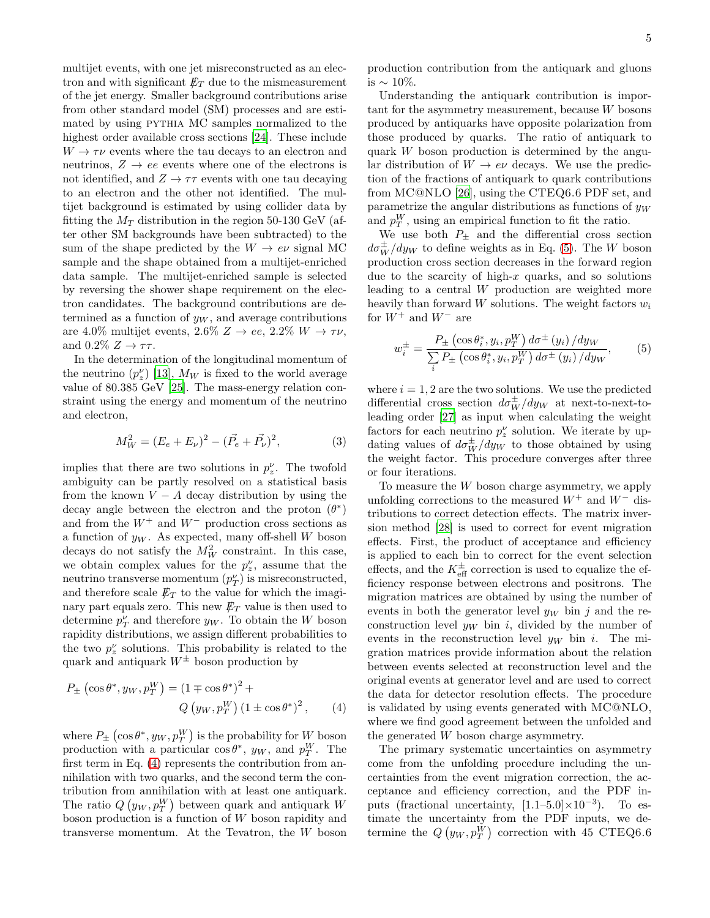multijet events, with one jet misreconstructed as an electron and with significant $\not\!\!E_T$ due to the mismeasurement of the jet energy. Smaller background contributions arise from other standard model (SM) processes and are estimated by using PYTHIA MC samples normalized to the highest order available cross sections [24]. These include $W \to \tau\nu$ events where the tau decays to an electron and neutrinos, $Z \to ee$ events where one of the electrons is not identified, and $Z \to \tau\tau$ events with one tau decaying to an electron and the other not identified. The multijet background is estimated by using collider data by fitting the $M_T$ distribution in the region 50-130 GeV (after other SM backgrounds have been subtracted) to the sum of the shape predicted by the $W \to e\nu$ signal MC sample and the shape obtained from a multijet-enriched data sample. The multijet-enriched sample is selected by reversing the shower shape requirement on the electron candidates. The background contributions are determined as a function of $y_W$, and average contributions are 4.0% multijet events, 2.6% $Z \to ee$, 2.2% $W \to \tau\nu$, and 0.2% $Z \to \tau\tau$.

In the determination of the longitudinal momentum of the neutrino ($p_z^\nu$) [13], $M_W$ is fixed to the world average value of 80.385 GeV [25]. The mass-energy relation constraint using the energy and momentum of the neutrino and electron,

$$M_W^2 = (E_e + E_\nu)^2 - (\vec{P}_e + \vec{P}_\nu)^2, \tag{3}$$

implies that there are two solutions in $p_z^\nu$. The twofold ambiguity can be partly resolved on a statistical basis from the known $V - A$ decay distribution by using the decay angle between the electron and the proton ($\theta^*$) and from the $W^+$ and $W^-$ production cross sections as a function of $y_W$. As expected, many off-shell $W$ boson decays do not satisfy the $M_W^2$ constraint. In this case, we obtain complex values for the $p_z^\nu$, assume that the neutrino transverse momentum ($p_T^\nu$) is misreconstructed, and therefore scale $\not\!\!E_T$ to the value for which the imaginary part equals zero. This new $\not\!\!E_T$ value is then used to determine $p_T^\nu$ and therefore $y_W$. To obtain the $W$ boson rapidity distributions, we assign different probabilities to the two $p_z^\nu$ solutions. This probability is related to the quark and antiquark $W^\pm$ boson production by

$$P_\pm\left(\cos\theta^*, y_W, p_T^W\right) = (1 \mp \cos\theta^*)^2 + Q\left(y_W, p_T^W\right)(1 \pm \cos\theta^*)^2, \tag{4}$$

where $P_\pm\left(\cos\theta^*, y_W, p_T^W\right)$ is the probability for $W$ boson production with a particular $\cos\theta^*$, $y_W$, and $p_T^W$. The first term in Eq. (4) represents the contribution from annihilation with two quarks, and the second term the contribution from annihilation with at least one antiquark. The ratio $Q\left(y_W, p_T^W\right)$ between quark and antiquark $W$ boson production is a function of $W$ boson rapidity and transverse momentum. At the Tevatron, the $W$ boson production contribution from the antiquark and gluons is $\sim 10\%$.

Understanding the antiquark contribution is important for the asymmetry measurement, because $W$ bosons produced by antiquarks have opposite polarization from those produced by quarks. The ratio of antiquark to quark $W$ boson production is determined by the angular distribution of $W \to e\nu$ decays. We use the prediction of the fractions of antiquark to quark contributions from MC@NLO [26], using the CTEQ6.6 PDF set, and parametrize the angular distributions as functions of $y_W$ and $p_T^W$, using an empirical function to fit the ratio.

We use both $P_\pm$ and the differential cross section $d\sigma_W^\pm/dy_W$ to define weights as in Eq. (5). The $W$ boson production cross section decreases in the forward region due to the scarcity of high-$x$ quarks, and so solutions leading to a central $W$ production are weighted more heavily than forward $W$ solutions. The weight factors $w_i$ for $W^+$ and $W^-$ are

$$w_i^\pm = \frac{P_\pm\left(\cos\theta_i^*, y_i, p_T^W\right) d\sigma^\pm\left(y_i\right)/dy_W}{\sum_i P_\pm\left(\cos\theta_i^*, y_i, p_T^W\right) d\sigma^\pm\left(y_i\right)/dy_W}, \tag{5}$$

where $i = 1, 2$ are the two solutions. We use the predicted differential cross section $d\sigma_W^\pm/dy_W$ at next-to-next-to-leading order [27] as input when calculating the weight factors for each neutrino $p_z^\nu$ solution. We iterate by updating values of $d\sigma_W^\pm/dy_W$ to those obtained by using the weight factor. This procedure converges after three or four iterations.

To measure the $W$ boson charge asymmetry, we apply unfolding corrections to the measured $W^+$ and $W^-$ distributions to correct detection effects. The matrix inversion method [28] is used to correct for event migration effects. First, the product of acceptance and efficiency is applied to each bin to correct for the event selection effects, and the $K_{\rm eff}^\pm$ correction is used to equalize the efficiency response between electrons and positrons. The migration matrices are obtained by using the number of events in both the generator level $y_W$ bin $j$ and the reconstruction level $y_W$ bin $i$, divided by the number of events in the reconstruction level $y_W$ bin $i$. The migration matrices provide information about the relation between events selected at reconstruction level and the original events at generator level and are used to correct the data for detector resolution effects. The procedure is validated by using events generated with MC@NLO, where we find good agreement between the unfolded and the generated $W$ boson charge asymmetry.

The primary systematic uncertainties on asymmetry come from the unfolding procedure including the uncertainties from the event migration correction, the acceptance and efficiency correction, and the PDF inputs (fractional uncertainty, $[1.1\text{–}5.0]\times10^{-3}$). To estimate the uncertainty from the PDF inputs, we determine the $Q\left(y_W, p_T^W\right)$ correction with 45 CTEQ6.6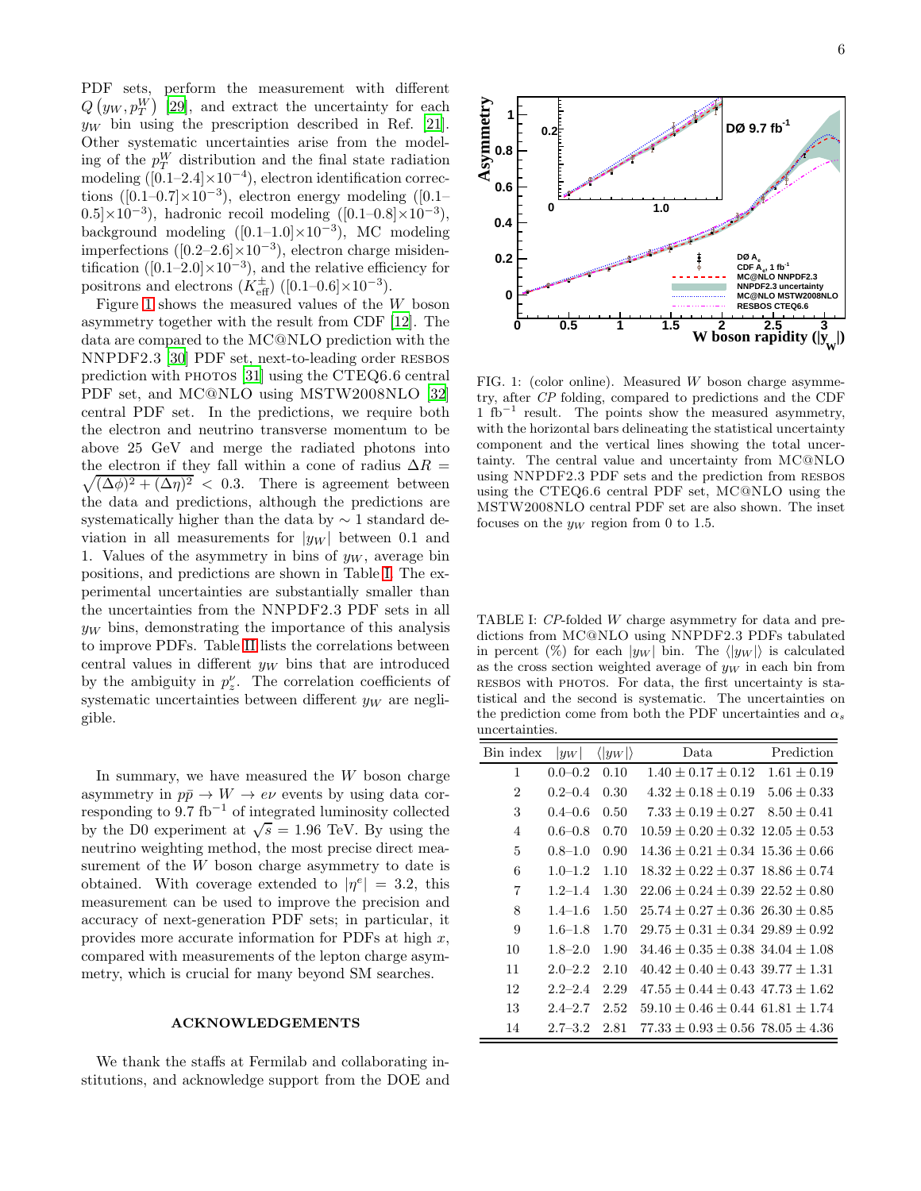PDF sets, perform the measurement with different $Q(y_W, p_T^W)$ [29], and extract the uncertainty for each $y_W$ bin using the prescription described in Ref. [21]. Other systematic uncertainties arise from the modeling of the $p_T^W$ distribution and the final state radiation modeling ($[0.1–2.4]\times10^{-4}$), electron identification corrections ($[0.1–0.7]\times10^{-3}$), electron energy modeling ($[0.1–0.5]\times10^{-3}$), hadronic recoil modeling ($[0.1–0.8]\times10^{-3}$), background modeling ($[0.1–1.0]\times10^{-3}$), MC modeling imperfections ($[0.2–2.6]\times10^{-3}$), electron charge misidentification ($[0.1–2.0]\times10^{-3}$), and the relative efficiency for positrons and electrons ($K^{\pm}_{\rm eff}$) ($[0.1–0.6]\times10^{-3}$).

Figure 1 shows the measured values of the $W$ boson asymmetry together with the result from CDF [12]. The data are compared to the MC@NLO prediction with the NNPDF2.3 [30] PDF set, next-to-leading order RESBOS prediction with PHOTOS [31] using the CTEQ6.6 central PDF set, and MC@NLO using MSTW2008NLO [32] central PDF set. In the predictions, we require both the electron and neutrino transverse momentum to be above 25 GeV and merge the radiated photons into the electron if they fall within a cone of radius $\Delta R = \sqrt{(\Delta\phi)^2 + (\Delta\eta)^2} < 0.3$. There is agreement between the data and predictions, although the predictions are systematically higher than the data by $\sim 1$ standard deviation in all measurements for $|y_W|$ between 0.1 and 1. Values of the asymmetry in bins of $y_W$, average bin positions, and predictions are shown in Table I. The experimental uncertainties are substantially smaller than the uncertainties from the NNPDF2.3 PDF sets in all $y_W$ bins, demonstrating the importance of this analysis to improve PDFs. Table II lists the correlations between central values in different $y_W$ bins that are introduced by the ambiguity in $p_z^\nu$. The correlation coefficients of systematic uncertainties between different $y_W$ are negligible.

In summary, we have measured the $W$ boson charge asymmetry in $p\bar{p} \to W \to e\nu$ events by using data corresponding to 9.7 fb$^{-1}$ of integrated luminosity collected by the D0 experiment at $\sqrt{s} = 1.96$ TeV. By using the neutrino weighting method, the most precise direct measurement of the $W$ boson charge asymmetry to date is obtained. With coverage extended to $|\eta^e| = 3.2$, this measurement can be used to improve the precision and accuracy of next-generation PDF sets; in particular, it provides more accurate information for PDFs at high $x$, compared with measurements of the lepton charge asymmetry, which is crucial for many beyond SM searches.

FIG. 1: (color online). Measured $W$ boson charge asymmetry, after $CP$ folding, compared to predictions and the CDF 1 fb$^{-1}$ result. The points show the measured asymmetry, with the horizontal bars delineating the statistical uncertainty component and the vertical lines showing the total uncertainty. The central value and uncertainty from MC@NLO using NNPDF2.3 PDF sets and the prediction from RESBOS using the CTEQ6.6 central PDF set, MC@NLO using the MSTW2008NLO central PDF set are also shown. The inset focuses on the $y_W$ region from 0 to 1.5.

TABLE I: $CP$-folded $W$ charge asymmetry for data and predictions from MC@NLO using NNPDF2.3 PDFs tabulated in percent (%) for each $|y_W|$ bin. The $\langle|y_W|\rangle$ is calculated as the cross section weighted average of $y_W$ in each bin from RESBOS with PHOTOS. For data, the first uncertainty is statistical and the second is systematic. The uncertainties on the prediction come from both the PDF uncertainties and $\alpha_s$ uncertainties.

| Bin index | $\lvert y_W\rvert$ | $\langle\lvert y_W\rvert\rangle$ | Data | Prediction |
|---|---|---|---|---|
| 1 | 0.0–0.2 | 0.10 | $1.40 \pm 0.17 \pm 0.12$ | $1.61 \pm 0.19$ |
| 2 | 0.2–0.4 | 0.30 | $4.32 \pm 0.18 \pm 0.19$ | $5.06 \pm 0.33$ |
| 3 | 0.4–0.6 | 0.50 | $7.33 \pm 0.19 \pm 0.27$ | $8.50 \pm 0.41$ |
| 4 | 0.6–0.8 | 0.70 | $10.59 \pm 0.20 \pm 0.32$ | $12.05 \pm 0.53$ |
| 5 | 0.8–1.0 | 0.90 | $14.36 \pm 0.21 \pm 0.34$ | $15.36 \pm 0.66$ |
| 6 | 1.0–1.2 | 1.10 | $18.32 \pm 0.22 \pm 0.37$ | $18.86 \pm 0.74$ |
| 7 | 1.2–1.4 | 1.30 | $22.06 \pm 0.24 \pm 0.39$ | $22.52 \pm 0.80$ |
| 8 | 1.4–1.6 | 1.50 | $25.74 \pm 0.27 \pm 0.36$ | $26.30 \pm 0.85$ |
| 9 | 1.6–1.8 | 1.70 | $29.75 \pm 0.31 \pm 0.34$ | $29.89 \pm 0.92$ |
| 10 | 1.8–2.0 | 1.90 | $34.46 \pm 0.35 \pm 0.38$ | $34.04 \pm 1.08$ |
| 11 | 2.0–2.2 | 2.10 | $40.42 \pm 0.40 \pm 0.43$ | $39.77 \pm 1.31$ |
| 12 | 2.2–2.4 | 2.29 | $47.55 \pm 0.44 \pm 0.43$ | $47.73 \pm 1.62$ |
| 13 | 2.4–2.7 | 2.52 | $59.10 \pm 0.46 \pm 0.44$ | $61.81 \pm 1.74$ |
| 14 | 2.7–3.2 | 2.81 | $77.33 \pm 0.93 \pm 0.56$ | $78.05 \pm 4.36$ |

## ACKNOWLEDGEMENTS

We thank the staffs at Fermilab and collaborating institutions, and acknowledge support from the DOE and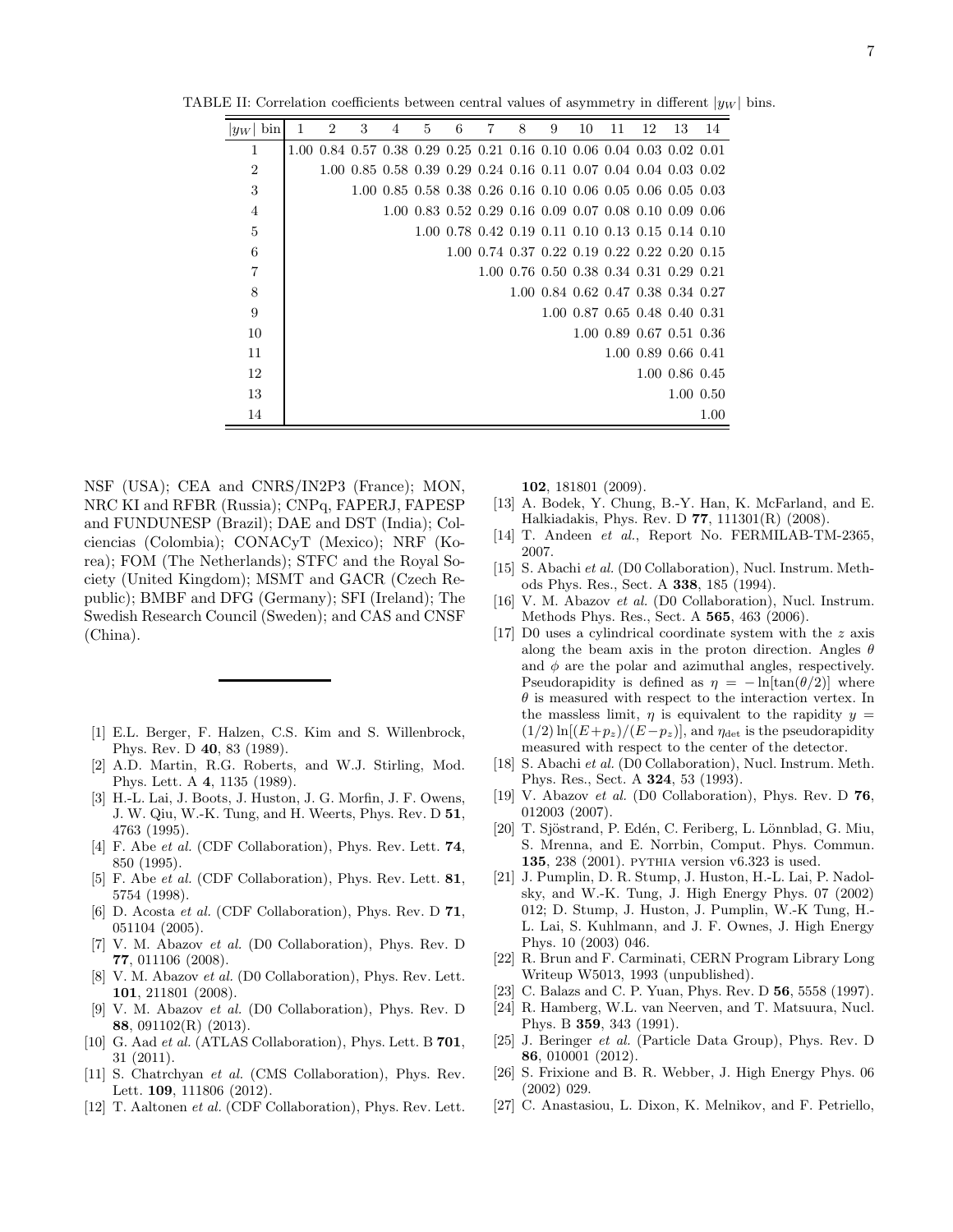TABLE II: Correlation coefficients between central values of asymmetry in different $|y_W|$ bins.

| $\|y_W\|$ bin | 1 | 2 | 3 | 4 | 5 | 6 | 7 | 8 | 9 | 10 | 11 | 12 | 13 | 14 |
|---|---|---|---|---|---|---|---|---|---|---|---|---|---|---|
| 1 | 1.00 | 0.84 | 0.57 | 0.38 | 0.29 | 0.25 | 0.21 | 0.16 | 0.10 | 0.06 | 0.04 | 0.03 | 0.02 | 0.01 |
| 2 | | 1.00 | 0.85 | 0.58 | 0.39 | 0.29 | 0.24 | 0.16 | 0.11 | 0.07 | 0.04 | 0.04 | 0.03 | 0.02 |
| 3 | | | 1.00 | 0.85 | 0.58 | 0.38 | 0.26 | 0.16 | 0.10 | 0.06 | 0.05 | 0.06 | 0.05 | 0.03 |
| 4 | | | | 1.00 | 0.83 | 0.52 | 0.29 | 0.16 | 0.09 | 0.07 | 0.08 | 0.10 | 0.09 | 0.06 |
| 5 | | | | | 1.00 | 0.78 | 0.42 | 0.19 | 0.11 | 0.10 | 0.13 | 0.15 | 0.14 | 0.10 |
| 6 | | | | | | 1.00 | 0.74 | 0.37 | 0.22 | 0.19 | 0.22 | 0.22 | 0.20 | 0.15 |
| 7 | | | | | | | 1.00 | 0.76 | 0.50 | 0.38 | 0.34 | 0.31 | 0.29 | 0.21 |
| 8 | | | | | | | | 1.00 | 0.84 | 0.62 | 0.47 | 0.38 | 0.34 | 0.27 |
| 9 | | | | | | | | | 1.00 | 0.87 | 0.65 | 0.48 | 0.40 | 0.31 |
| 10 | | | | | | | | | | 1.00 | 0.89 | 0.67 | 0.51 | 0.36 |
| 11 | | | | | | | | | | | 1.00 | 0.89 | 0.66 | 0.41 |
| 12 | | | | | | | | | | | | 1.00 | 0.86 | 0.45 |
| 13 | | | | | | | | | | | | | 1.00 | 0.50 |
| 14 | | | | | | | | | | | | | | 1.00 |

NSF (USA); CEA and CNRS/IN2P3 (France); MON, NRC KI and RFBR (Russia); CNPq, FAPERJ, FAPESP and FUNDUNESP (Brazil); DAE and DST (India); Colciencias (Colombia); CONACyT (Mexico); NRF (Korea); FOM (The Netherlands); STFC and the Royal Society (United Kingdom); MSMT and GACR (Czech Republic); BMBF and DFG (Germany); SFI (Ireland); The Swedish Research Council (Sweden); and CAS and CNSF (China).

---

[1] E.L. Berger, F. Halzen, C.S. Kim and S. Willenbrock, Phys. Rev. D **40**, 83 (1989).

[2] A.D. Martin, R.G. Roberts, and W.J. Stirling, Mod. Phys. Lett. A **4**, 1135 (1989).

[3] H.-L. Lai, J. Boots, J. Huston, J. G. Morfin, J. F. Owens, J. W. Qiu, W.-K. Tung, and H. Weerts, Phys. Rev. D **51**, 4763 (1995).

[4] F. Abe *et al.* (CDF Collaboration), Phys. Rev. Lett. **74**, 850 (1995).

[5] F. Abe *et al.* (CDF Collaboration), Phys. Rev. Lett. **81**, 5754 (1998).

[6] D. Acosta *et al.* (CDF Collaboration), Phys. Rev. D **71**, 051104 (2005).

[7] V. M. Abazov *et al.* (D0 Collaboration), Phys. Rev. D **77**, 011106 (2008).

[8] V. M. Abazov *et al.* (D0 Collaboration), Phys. Rev. Lett. **101**, 211801 (2008).

[9] V. M. Abazov *et al.* (D0 Collaboration), Phys. Rev. D **88**, 091102(R) (2013).

[10] G. Aad *et al.* (ATLAS Collaboration), Phys. Lett. B **701**, 31 (2011).

[11] S. Chatrchyan *et al.* (CMS Collaboration), Phys. Rev. Lett. **109**, 111806 (2012).

[12] T. Aaltonen *et al.* (CDF Collaboration), Phys. Rev. Lett. **102**, 181801 (2009).

[13] A. Bodek, Y. Chung, B.-Y. Han, K. McFarland, and E. Halkiadakis, Phys. Rev. D **77**, 111301(R) (2008).

[14] T. Andeen *et al.*, Report No. FERMILAB-TM-2365, 2007.

[15] S. Abachi *et al.* (D0 Collaboration), Nucl. Instrum. Methods Phys. Res., Sect. A **338**, 185 (1994).

[16] V. M. Abazov *et al.* (D0 Collaboration), Nucl. Instrum. Methods Phys. Res., Sect. A **565**, 463 (2006).

[17] D0 uses a cylindrical coordinate system with the $z$ axis along the beam axis in the proton direction. Angles $\theta$ and $\phi$ are the polar and azimuthal angles, respectively. Pseudorapidity is defined as $\eta = -\ln[\tan(\theta/2)]$ where $\theta$ is measured with respect to the interaction vertex. In the massless limit, $\eta$ is equivalent to the rapidity $y = (1/2)\ln[(E+p_z)/(E-p_z)]$, and $\eta_{\rm det}$ is the pseudorapidity measured with respect to the center of the detector.

[18] S. Abachi *et al.* (D0 Collaboration), Nucl. Instrum. Meth. Phys. Res., Sect. A **324**, 53 (1993).

[19] V. Abazov *et al.* (D0 Collaboration), Phys. Rev. D **76**, 012003 (2007).

[20] T. Sjöstrand, P. Edén, C. Feriberg, L. Lönnblad, G. Miu, S. Mrenna, and E. Norrbin, Comput. Phys. Commun. **135**, 238 (2001). PYTHIA version v6.323 is used.

[21] J. Pumplin, D. R. Stump, J. Huston, H.-L. Lai, P. Nadolsky, and W.-K. Tung, J. High Energy Phys. 07 (2002) 012; D. Stump, J. Huston, J. Pumplin, W.-K Tung, H.-L. Lai, S. Kuhlmann, and J. F. Ownes, J. High Energy Phys. 10 (2003) 046.

[22] R. Brun and F. Carminati, CERN Program Library Long Writeup W5013, 1993 (unpublished).

[23] C. Balazs and C. P. Yuan, Phys. Rev. D **56**, 5558 (1997).

[24] R. Hamberg, W.L. van Neerven, and T. Matsuura, Nucl. Phys. B **359**, 343 (1991).

[25] J. Beringer *et al.* (Particle Data Group), Phys. Rev. D **86**, 010001 (2012).

[26] S. Frixione and B. R. Webber, J. High Energy Phys. 06 (2002) 029.

[27] C. Anastasiou, L. Dixon, K. Melnikov, and F. Petriello,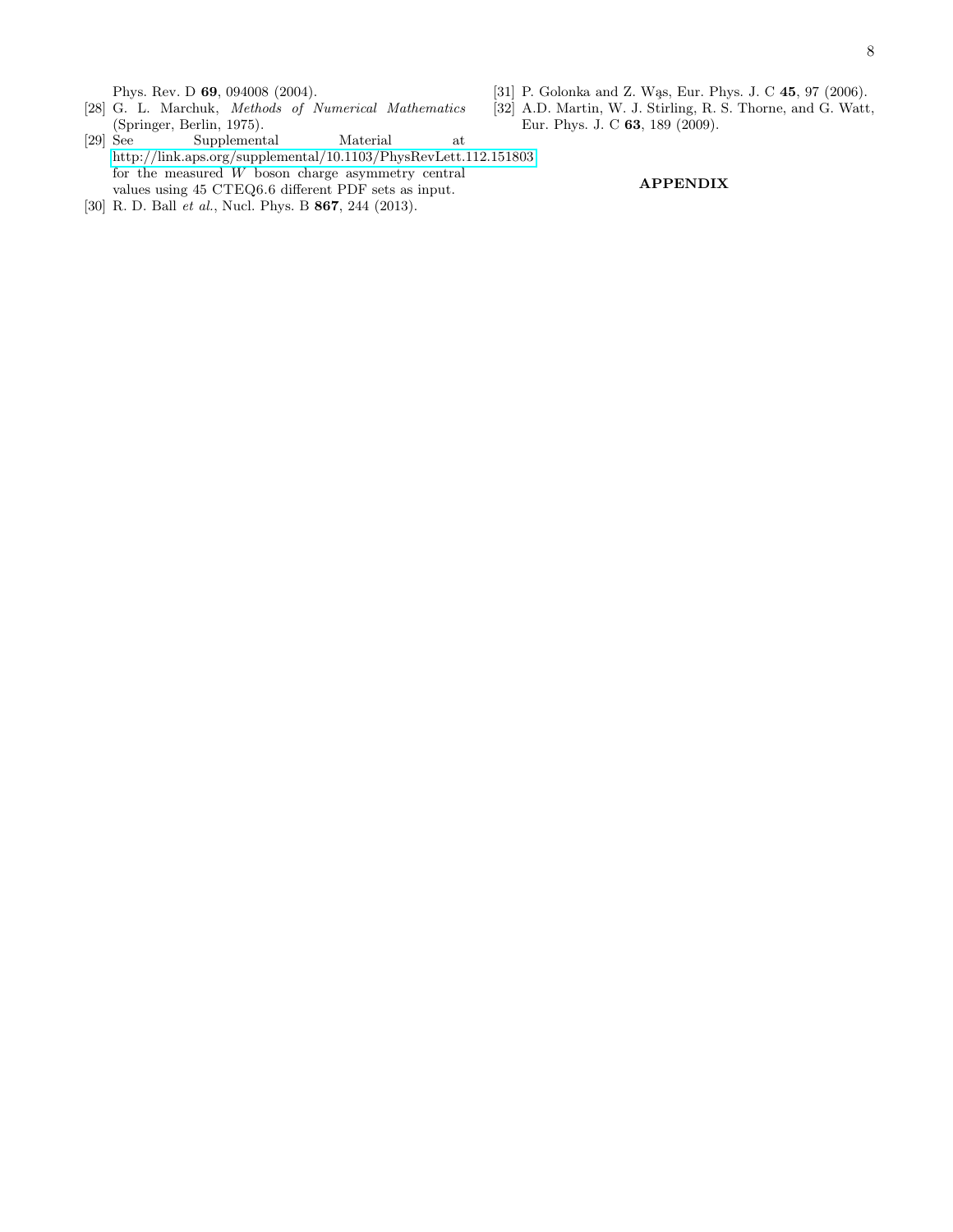Phys. Rev. D **69**, 094008 (2004).

[28] G. L. Marchuk, *Methods of Numerical Mathematics* (Springer, Berlin, 1975).

[29] See Supplemental Material at http://link.aps.org/supplemental/10.1103/PhysRevLett.112.151803 for the measured $W$ boson charge asymmetry central values using 45 CTEQ6.6 different PDF sets as input.

[30] R. D. Ball *et al.*, Nucl. Phys. B **867**, 244 (2013).

[31] P. Golonka and Z. Wąs, Eur. Phys. J. C **45**, 97 (2006).

[32] A.D. Martin, W. J. Stirling, R. S. Thorne, and G. Watt, Eur. Phys. J. C **63**, 189 (2009).

## APPENDIX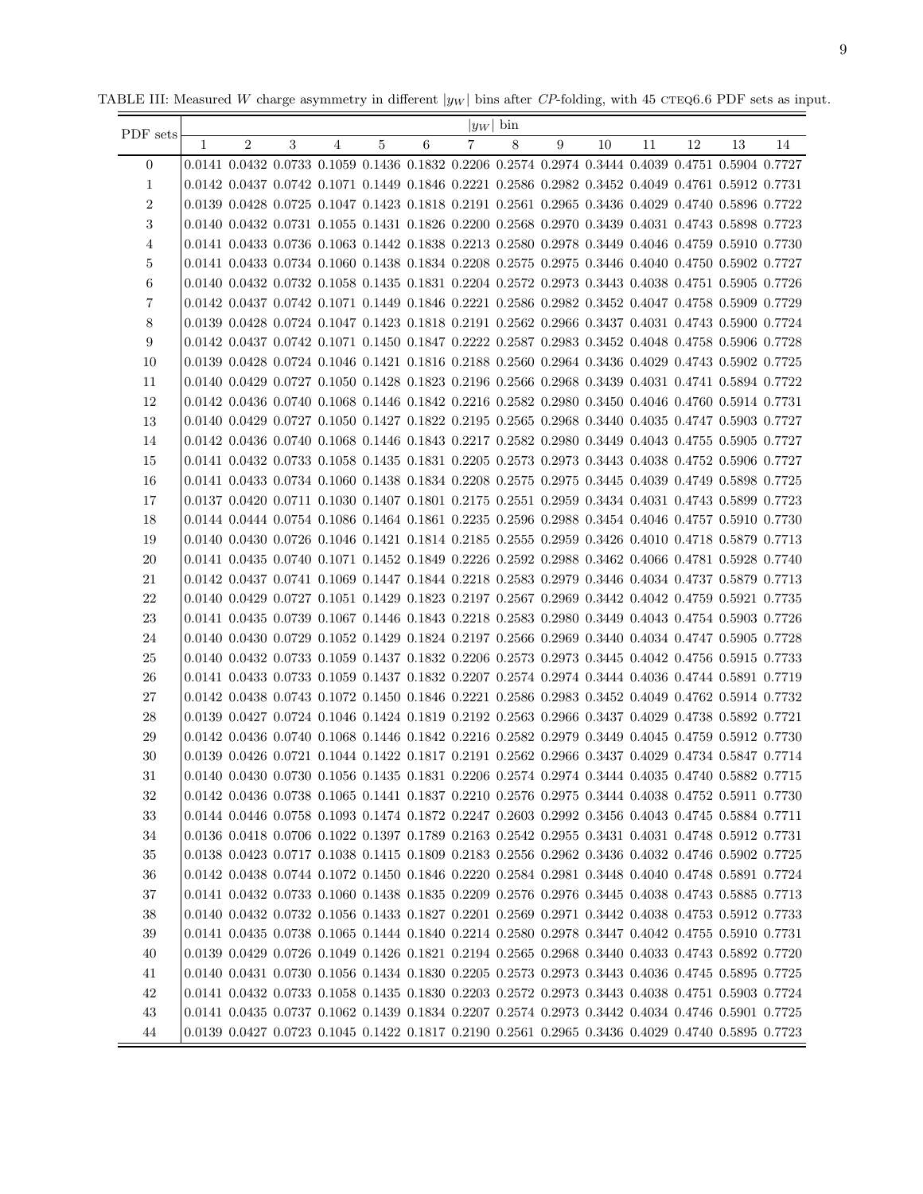TABLE III: Measured $W$ charge asymmetry in different $|y_W|$ bins after $CP$-folding, with 45 CTEQ6.6 PDF sets as input.

| PDF sets | $|y_W|$ bin | | | | | | | | | | | | | |
|---|---|---|---|---|---|---|---|---|---|---|---|---|---|---|
| | 1 | 2 | 3 | 4 | 5 | 6 | 7 | 8 | 9 | 10 | 11 | 12 | 13 | 14 |
| 0 | 0.0141 | 0.0432 | 0.0733 | 0.1059 | 0.1436 | 0.1832 | 0.2206 | 0.2574 | 0.2974 | 0.3444 | 0.4039 | 0.4751 | 0.5904 | 0.7727 |
| 1 | 0.0142 | 0.0437 | 0.0742 | 0.1071 | 0.1449 | 0.1846 | 0.2221 | 0.2586 | 0.2982 | 0.3452 | 0.4049 | 0.4761 | 0.5912 | 0.7731 |
| 2 | 0.0139 | 0.0428 | 0.0725 | 0.1047 | 0.1423 | 0.1818 | 0.2191 | 0.2561 | 0.2965 | 0.3436 | 0.4029 | 0.4740 | 0.5896 | 0.7722 |
| 3 | 0.0140 | 0.0432 | 0.0731 | 0.1055 | 0.1431 | 0.1826 | 0.2200 | 0.2568 | 0.2970 | 0.3439 | 0.4031 | 0.4743 | 0.5898 | 0.7723 |
| 4 | 0.0141 | 0.0433 | 0.0736 | 0.1063 | 0.1442 | 0.1838 | 0.2213 | 0.2580 | 0.2978 | 0.3449 | 0.4046 | 0.4759 | 0.5910 | 0.7730 |
| 5 | 0.0141 | 0.0433 | 0.0734 | 0.1060 | 0.1438 | 0.1834 | 0.2208 | 0.2575 | 0.2975 | 0.3446 | 0.4040 | 0.4750 | 0.5902 | 0.7727 |
| 6 | 0.0140 | 0.0432 | 0.0732 | 0.1058 | 0.1435 | 0.1831 | 0.2204 | 0.2572 | 0.2973 | 0.3443 | 0.4038 | 0.4751 | 0.5905 | 0.7726 |
| 7 | 0.0142 | 0.0437 | 0.0742 | 0.1071 | 0.1449 | 0.1846 | 0.2221 | 0.2586 | 0.2982 | 0.3452 | 0.4047 | 0.4758 | 0.5909 | 0.7729 |
| 8 | 0.0139 | 0.0428 | 0.0724 | 0.1047 | 0.1423 | 0.1818 | 0.2191 | 0.2562 | 0.2966 | 0.3437 | 0.4031 | 0.4743 | 0.5900 | 0.7724 |
| 9 | 0.0142 | 0.0437 | 0.0742 | 0.1071 | 0.1450 | 0.1847 | 0.2222 | 0.2587 | 0.2983 | 0.3452 | 0.4048 | 0.4758 | 0.5906 | 0.7728 |
| 10 | 0.0139 | 0.0428 | 0.0724 | 0.1046 | 0.1421 | 0.1816 | 0.2188 | 0.2560 | 0.2964 | 0.3436 | 0.4029 | 0.4743 | 0.5902 | 0.7725 |
| 11 | 0.0140 | 0.0429 | 0.0727 | 0.1050 | 0.1428 | 0.1823 | 0.2196 | 0.2566 | 0.2968 | 0.3439 | 0.4031 | 0.4741 | 0.5894 | 0.7722 |
| 12 | 0.0142 | 0.0436 | 0.0740 | 0.1068 | 0.1446 | 0.1842 | 0.2216 | 0.2582 | 0.2980 | 0.3450 | 0.4046 | 0.4760 | 0.5914 | 0.7731 |
| 13 | 0.0140 | 0.0429 | 0.0727 | 0.1050 | 0.1427 | 0.1822 | 0.2195 | 0.2565 | 0.2968 | 0.3440 | 0.4035 | 0.4747 | 0.5903 | 0.7727 |
| 14 | 0.0142 | 0.0436 | 0.0740 | 0.1068 | 0.1446 | 0.1843 | 0.2217 | 0.2582 | 0.2980 | 0.3449 | 0.4043 | 0.4755 | 0.5905 | 0.7727 |
| 15 | 0.0141 | 0.0432 | 0.0733 | 0.1058 | 0.1435 | 0.1831 | 0.2205 | 0.2573 | 0.2973 | 0.3443 | 0.4038 | 0.4752 | 0.5906 | 0.7727 |
| 16 | 0.0141 | 0.0433 | 0.0734 | 0.1060 | 0.1438 | 0.1834 | 0.2208 | 0.2575 | 0.2975 | 0.3445 | 0.4039 | 0.4749 | 0.5898 | 0.7725 |
| 17 | 0.0137 | 0.0420 | 0.0711 | 0.1030 | 0.1407 | 0.1801 | 0.2175 | 0.2551 | 0.2959 | 0.3434 | 0.4031 | 0.4743 | 0.5899 | 0.7723 |
| 18 | 0.0144 | 0.0444 | 0.0754 | 0.1086 | 0.1464 | 0.1861 | 0.2235 | 0.2596 | 0.2988 | 0.3454 | 0.4046 | 0.4757 | 0.5910 | 0.7730 |
| 19 | 0.0140 | 0.0430 | 0.0726 | 0.1046 | 0.1421 | 0.1814 | 0.2185 | 0.2555 | 0.2959 | 0.3426 | 0.4010 | 0.4718 | 0.5879 | 0.7713 |
| 20 | 0.0141 | 0.0435 | 0.0740 | 0.1071 | 0.1452 | 0.1849 | 0.2226 | 0.2592 | 0.2988 | 0.3462 | 0.4066 | 0.4781 | 0.5928 | 0.7740 |
| 21 | 0.0142 | 0.0437 | 0.0741 | 0.1069 | 0.1447 | 0.1844 | 0.2218 | 0.2583 | 0.2979 | 0.3446 | 0.4034 | 0.4737 | 0.5879 | 0.7713 |
| 22 | 0.0140 | 0.0429 | 0.0727 | 0.1051 | 0.1429 | 0.1823 | 0.2197 | 0.2567 | 0.2969 | 0.3442 | 0.4042 | 0.4759 | 0.5921 | 0.7735 |
| 23 | 0.0141 | 0.0435 | 0.0739 | 0.1067 | 0.1446 | 0.1843 | 0.2218 | 0.2583 | 0.2980 | 0.3449 | 0.4043 | 0.4754 | 0.5903 | 0.7726 |
| 24 | 0.0140 | 0.0430 | 0.0729 | 0.1052 | 0.1429 | 0.1824 | 0.2197 | 0.2566 | 0.2969 | 0.3440 | 0.4034 | 0.4747 | 0.5905 | 0.7728 |
| 25 | 0.0140 | 0.0432 | 0.0733 | 0.1059 | 0.1437 | 0.1832 | 0.2206 | 0.2573 | 0.2973 | 0.3445 | 0.4042 | 0.4756 | 0.5915 | 0.7733 |
| 26 | 0.0141 | 0.0433 | 0.0733 | 0.1059 | 0.1437 | 0.1832 | 0.2207 | 0.2574 | 0.2974 | 0.3444 | 0.4036 | 0.4744 | 0.5891 | 0.7719 |
| 27 | 0.0142 | 0.0438 | 0.0743 | 0.1072 | 0.1450 | 0.1846 | 0.2221 | 0.2586 | 0.2983 | 0.3452 | 0.4049 | 0.4762 | 0.5914 | 0.7732 |
| 28 | 0.0139 | 0.0427 | 0.0724 | 0.1046 | 0.1424 | 0.1819 | 0.2192 | 0.2563 | 0.2966 | 0.3437 | 0.4029 | 0.4738 | 0.5892 | 0.7721 |
| 29 | 0.0142 | 0.0436 | 0.0740 | 0.1068 | 0.1446 | 0.1842 | 0.2216 | 0.2582 | 0.2979 | 0.3449 | 0.4045 | 0.4759 | 0.5912 | 0.7730 |
| 30 | 0.0139 | 0.0426 | 0.0721 | 0.1044 | 0.1422 | 0.1817 | 0.2191 | 0.2562 | 0.2966 | 0.3437 | 0.4029 | 0.4734 | 0.5847 | 0.7714 |
| 31 | 0.0140 | 0.0430 | 0.0730 | 0.1056 | 0.1435 | 0.1831 | 0.2206 | 0.2574 | 0.2974 | 0.3444 | 0.4035 | 0.4740 | 0.5882 | 0.7715 |
| 32 | 0.0142 | 0.0436 | 0.0738 | 0.1065 | 0.1441 | 0.1837 | 0.2210 | 0.2576 | 0.2975 | 0.3444 | 0.4038 | 0.4752 | 0.5911 | 0.7730 |
| 33 | 0.0144 | 0.0446 | 0.0758 | 0.1093 | 0.1474 | 0.1872 | 0.2247 | 0.2603 | 0.2992 | 0.3456 | 0.4043 | 0.4745 | 0.5884 | 0.7711 |
| 34 | 0.0136 | 0.0418 | 0.0706 | 0.1022 | 0.1397 | 0.1789 | 0.2163 | 0.2542 | 0.2955 | 0.3431 | 0.4031 | 0.4748 | 0.5912 | 0.7731 |
| 35 | 0.0138 | 0.0423 | 0.0717 | 0.1038 | 0.1415 | 0.1809 | 0.2183 | 0.2556 | 0.2962 | 0.3436 | 0.4032 | 0.4746 | 0.5902 | 0.7725 |
| 36 | 0.0142 | 0.0438 | 0.0744 | 0.1072 | 0.1450 | 0.1846 | 0.2220 | 0.2584 | 0.2981 | 0.3448 | 0.4040 | 0.4748 | 0.5891 | 0.7724 |
| 37 | 0.0141 | 0.0432 | 0.0733 | 0.1060 | 0.1438 | 0.1835 | 0.2209 | 0.2576 | 0.2976 | 0.3445 | 0.4038 | 0.4743 | 0.5885 | 0.7713 |
| 38 | 0.0140 | 0.0432 | 0.0732 | 0.1056 | 0.1433 | 0.1827 | 0.2201 | 0.2569 | 0.2971 | 0.3442 | 0.4038 | 0.4753 | 0.5912 | 0.7733 |
| 39 | 0.0141 | 0.0435 | 0.0738 | 0.1065 | 0.1444 | 0.1840 | 0.2214 | 0.2580 | 0.2978 | 0.3447 | 0.4042 | 0.4755 | 0.5910 | 0.7731 |
| 40 | 0.0139 | 0.0429 | 0.0726 | 0.1049 | 0.1426 | 0.1821 | 0.2194 | 0.2565 | 0.2968 | 0.3440 | 0.4033 | 0.4743 | 0.5892 | 0.7720 |
| 41 | 0.0140 | 0.0431 | 0.0730 | 0.1056 | 0.1434 | 0.1830 | 0.2205 | 0.2573 | 0.2973 | 0.3443 | 0.4036 | 0.4745 | 0.5895 | 0.7725 |
| 42 | 0.0141 | 0.0432 | 0.0733 | 0.1058 | 0.1435 | 0.1830 | 0.2203 | 0.2572 | 0.2973 | 0.3443 | 0.4038 | 0.4751 | 0.5903 | 0.7724 |
| 43 | 0.0141 | 0.0435 | 0.0737 | 0.1062 | 0.1439 | 0.1834 | 0.2207 | 0.2574 | 0.2973 | 0.3442 | 0.4034 | 0.4746 | 0.5901 | 0.7725 |
| 44 | 0.0139 | 0.0427 | 0.0723 | 0.1045 | 0.1422 | 0.1817 | 0.2190 | 0.2561 | 0.2965 | 0.3436 | 0.4029 | 0.4740 | 0.5895 | 0.7723 |